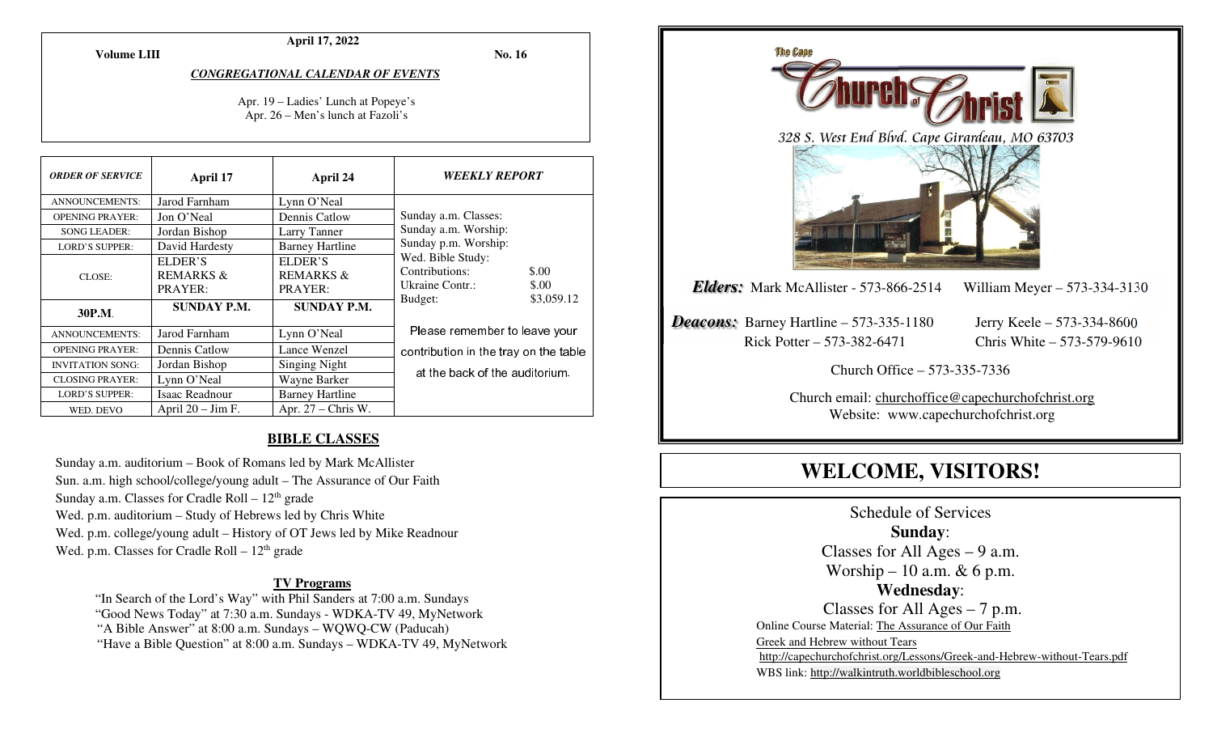April 17, 2022

**Volume LIII** **No. 16**

***CONGREGATIONAL CALENDAR OF EVENTS***

Apr. 19 – Ladies' Lunch at Popeye's
Apr. 26 – Men's lunch at Fazoli's

| *ORDER OF SERVICE* | April 17 | April 24 |
|---|---|---|
| ANNOUNCEMENTS: | Jarod Farnham | Lynn O'Neal |
| OPENING PRAYER: | Jon O'Neal | Dennis Catlow |
| SONG LEADER: | Jordan Bishop | Larry Tanner |
| LORD'S SUPPER: | David Hardesty | Barney Hartline |
| CLOSE: | ELDER'S REMARKS & PRAYER: | ELDER'S REMARKS & PRAYER: |
| **30P.M.** | **SUNDAY P.M.** | **SUNDAY P.M.** |
| ANNOUNCEMENTS: | Jarod Farnham | Lynn O'Neal |
| OPENING PRAYER: | Dennis Catlow | Lance Wenzel |
| INVITATION SONG: | Jordan Bishop | Singing Night |
| CLOSING PRAYER: | Lynn O'Neal | Wayne Barker |
| LORD'S SUPPER: | Isaac Readnour | Barney Hartline |
| WED. DEVO | April 20 – Jim F. | Apr. 27 – Chris W. |

***WEEKLY REPORT***

| | |
|---|---|
| Sunday a.m. Classes: | |
| Sunday a.m. Worship: | |
| Sunday p.m. Worship: | |
| Wed. Bible Study: | |
| Contributions: | $.00 |
| Ukraine Contr.: | $.00 |
| Budget: | $3,059.12 |

Please remember to leave your contribution in the tray on the table at the back of the auditorium.

## BIBLE CLASSES

Sunday a.m. auditorium – Book of Romans led by Mark McAllister
Sun. a.m. high school/college/young adult – The Assurance of Our Faith
Sunday a.m. Classes for Cradle Roll – 12th grade
Wed. p.m. auditorium – Study of Hebrews led by Chris White
Wed. p.m. college/young adult – History of OT Jews led by Mike Readnour
Wed. p.m. Classes for Cradle Roll – 12th grade

**TV Programs**

"In Search of the Lord's Way" with Phil Sanders at 7:00 a.m. Sundays
"Good News Today" at 7:30 a.m. Sundays - WDKA-TV 49, MyNetwork
"A Bible Answer" at 8:00 a.m. Sundays – WQWQ-CW (Paducah)
"Have a Bible Question" at 8:00 a.m. Sundays – WDKA-TV 49, MyNetwork

# The Cape Church of Christ

*328 S. West End Blvd. Cape Girardeau, MO 63703*

***Elders:*** Mark McAllister - 573-866-2514 William Meyer – 573-334-3130

***Deacons:*** Barney Hartline – 573-335-1180 Jerry Keele – 573-334-8600
Rick Potter – 573-382-6471 Chris White – 573-579-9610

Church Office – 573-335-7336

Church email: churchoffice@capechurchofchrist.org
Website: www.capechurchofchrist.org

# WELCOME, VISITORS!

Schedule of Services

**Sunday**:
Classes for All Ages – 9 a.m.
Worship – 10 a.m. & 6 p.m.

**Wednesday**:
Classes for All Ages – 7 p.m.

Online Course Material: The Assurance of Our Faith
Greek and Hebrew without Tears
http://capechurchofchrist.org/Lessons/Greek-and-Hebrew-without-Tears.pdf
WBS link: http://walkintruth.worldbibleschool.org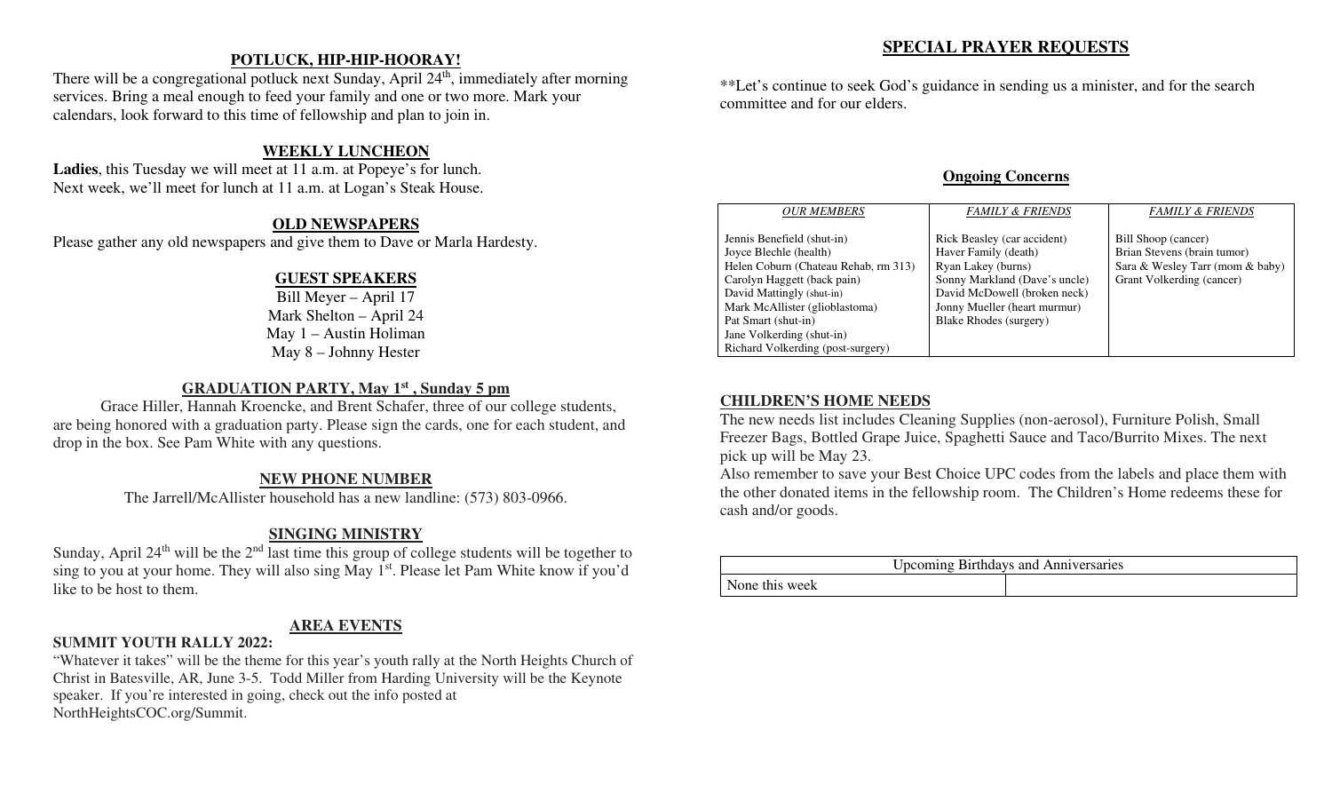## POTLUCK, HIP-HIP-HOORAY!

There will be a congregational potluck next Sunday, April 24th, immediately after morning services. Bring a meal enough to feed your family and one or two more. Mark your calendars, look forward to this time of fellowship and plan to join in.

## WEEKLY LUNCHEON

**Ladies**, this Tuesday we will meet at 11 a.m. at Popeye's for lunch.
Next week, we'll meet for lunch at 11 a.m. at Logan's Steak House.

## OLD NEWSPAPERS

Please gather any old newspapers and give them to Dave or Marla Hardesty.

## GUEST SPEAKERS

Bill Meyer – April 17
Mark Shelton – April 24
May 1 – Austin Holiman
May 8 – Johnny Hester

## GRADUATION PARTY, May 1st , Sunday 5 pm

Grace Hiller, Hannah Kroencke, and Brent Schafer, three of our college students, are being honored with a graduation party. Please sign the cards, one for each student, and drop in the box. See Pam White with any questions.

## NEW PHONE NUMBER

The Jarrell/McAllister household has a new landline: (573) 803-0966.

## SINGING MINISTRY

Sunday, April 24th will be the 2nd last time this group of college students will be together to sing to you at your home. They will also sing May 1st. Please let Pam White know if you'd like to be host to them.

## AREA EVENTS

**SUMMIT YOUTH RALLY 2022:**

"Whatever it takes" will be the theme for this year's youth rally at the North Heights Church of Christ in Batesville, AR, June 3-5. Todd Miller from Harding University will be the Keynote speaker. If you're interested in going, check out the info posted at NorthHeightsCOC.org/Summit.

## SPECIAL PRAYER REQUESTS

**Let's continue to seek God's guidance in sending us a minister, and for the search committee and for our elders.

### Ongoing Concerns

| *OUR MEMBERS* | *FAMILY & FRIENDS* | *FAMILY & FRIENDS* |
|---|---|---|
| Jennis Benefield (shut-in) | Rick Beasley (car accident) | Bill Shoop (cancer) |
| Joyce Blechle (health) | Haver Family (death) | Brian Stevens (brain tumor) |
| Helen Coburn (Chateau Rehab, rm 313) | Ryan Lakey (burns) | Sara & Wesley Tarr (mom & baby) |
| Carolyn Haggett (back pain) | Sonny Markland (Dave's uncle) | Grant Volkerding (cancer) |
| David Mattingly (shut-in) | David McDowell (broken neck) | |
| Mark McAllister (glioblastoma) | Jonny Mueller (heart murmur) | |
| Pat Smart (shut-in) | Blake Rhodes (surgery) | |
| Jane Volkerding (shut-in) | | |
| Richard Volkerding (post-surgery) | | |

## CHILDREN'S HOME NEEDS

The new needs list includes Cleaning Supplies (non-aerosol), Furniture Polish, Small Freezer Bags, Bottled Grape Juice, Spaghetti Sauce and Taco/Burrito Mixes. The next pick up will be May 23.

Also remember to save your Best Choice UPC codes from the labels and place them with the other donated items in the fellowship room. The Children's Home redeems these for cash and/or goods.

| Upcoming Birthdays and Anniversaries | |
|---|---|
| None this week | |